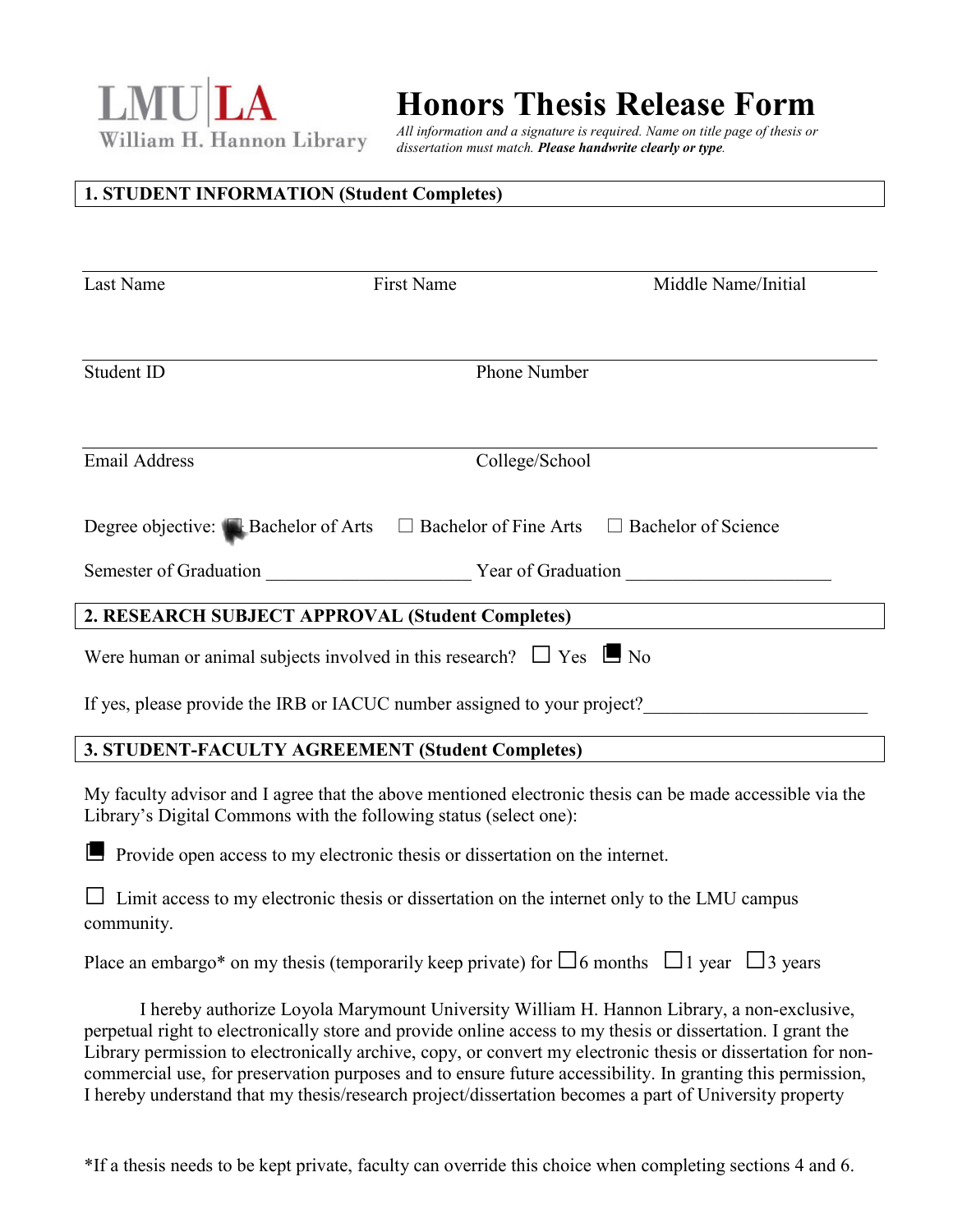LMU|LA
William H. Hannon Library

# Honors Thesis Release Form

*All information and a signature is required. Name on title page of thesis or dissertation must match.* ***Please handwrite clearly or type*.**

## 1. STUDENT INFORMATION (Student Completes)

Last Name ______________ First Name ______________ Middle Name/Initial ______________

Student ID ______________ Phone Number ______________

Email Address ______________ College/School ______________

Degree objective: ■ Bachelor of Arts ☐ Bachelor of Fine Arts ☐ Bachelor of Science

Semester of Graduation ______________________ Year of Graduation ______________________

## 2. RESEARCH SUBJECT APPROVAL (Student Completes)

Were human or animal subjects involved in this research? ☐ Yes ■ No

If yes, please provide the IRB or IACUC number assigned to your project?________________________

## 3. STUDENT-FACULTY AGREEMENT (Student Completes)

My faculty advisor and I agree that the above mentioned electronic thesis can be made accessible via the Library's Digital Commons with the following status (select one):

■ Provide open access to my electronic thesis or dissertation on the internet.

☐ Limit access to my electronic thesis or dissertation on the internet only to the LMU campus community.

Place an embargo* on my thesis (temporarily keep private) for ☐6 months ☐1 year ☐3 years

I hereby authorize Loyola Marymount University William H. Hannon Library, a non-exclusive, perpetual right to electronically store and provide online access to my thesis or dissertation. I grant the Library permission to electronically archive, copy, or convert my electronic thesis or dissertation for non-commercial use, for preservation purposes and to ensure future accessibility. In granting this permission, I hereby understand that my thesis/research project/dissertation becomes a part of University property

*If a thesis needs to be kept private, faculty can override this choice when completing sections 4 and 6.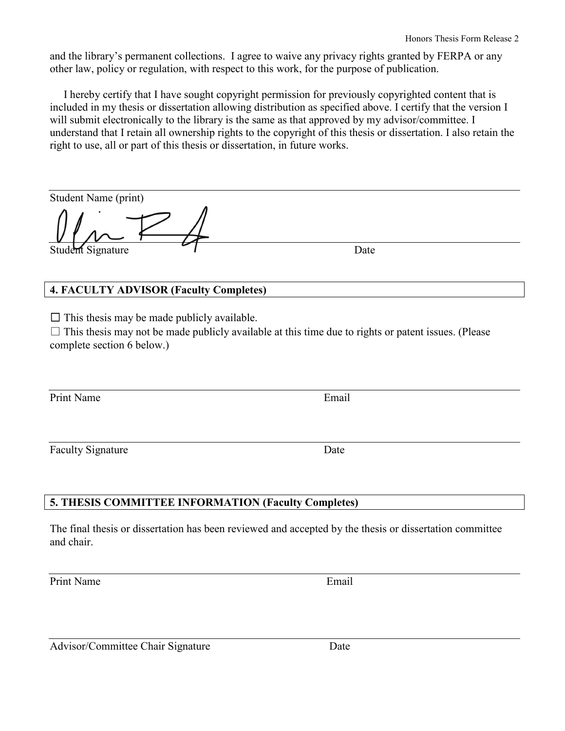and the library's permanent collections. I agree to waive any privacy rights granted by FERPA or any other law, policy or regulation, with respect to this work, for the purpose of publication.

I hereby certify that I have sought copyright permission for previously copyrighted content that is included in my thesis or dissertation allowing distribution as specified above. I certify that the version I will submit electronically to the library is the same as that approved by my advisor/committee. I understand that I retain all ownership rights to the copyright of this thesis or dissertation. I also retain the right to use, all or part of this thesis or dissertation, in future works.

Student Name (print)

Student Signature　　　　　　　　　　　　　　　　　　　　Date

## 4. FACULTY ADVISOR (Faculty Completes)

☐ This thesis may be made publicly available.
☐ This thesis may not be made publicly available at this time due to rights or patent issues. (Please complete section 6 below.)

Print Name　　　　　　　　　　　　　　　　　　　　Email

Faculty Signature　　　　　　　　　　　　　　　　　　Date

## 5. THESIS COMMITTEE INFORMATION (Faculty Completes)

The final thesis or dissertation has been reviewed and accepted by the thesis or dissertation committee and chair.

Print Name　　　　　　　　　　　　　　　　　　　　Email

Advisor/Committee Chair Signature　　　　　　　　　　Date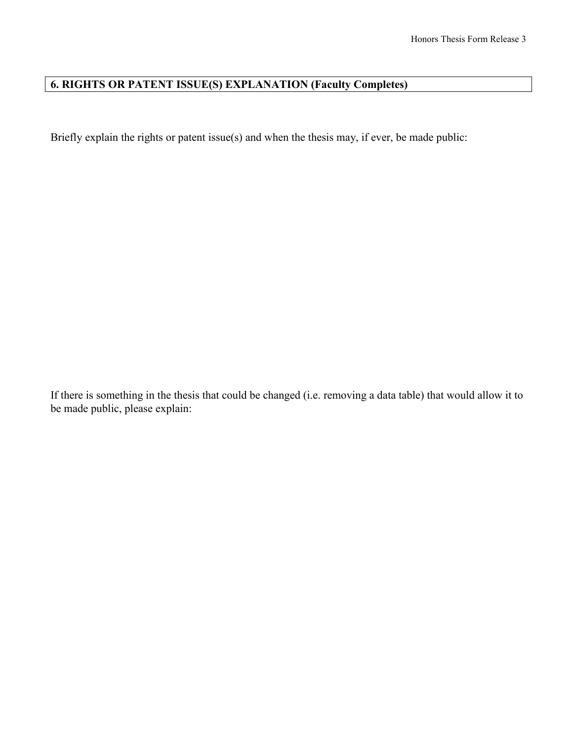## 6. RIGHTS OR PATENT ISSUE(S) EXPLANATION (Faculty Completes)

Briefly explain the rights or patent issue(s) and when the thesis may, if ever, be made public:

If there is something in the thesis that could be changed (i.e. removing a data table) that would allow it to be made public, please explain: